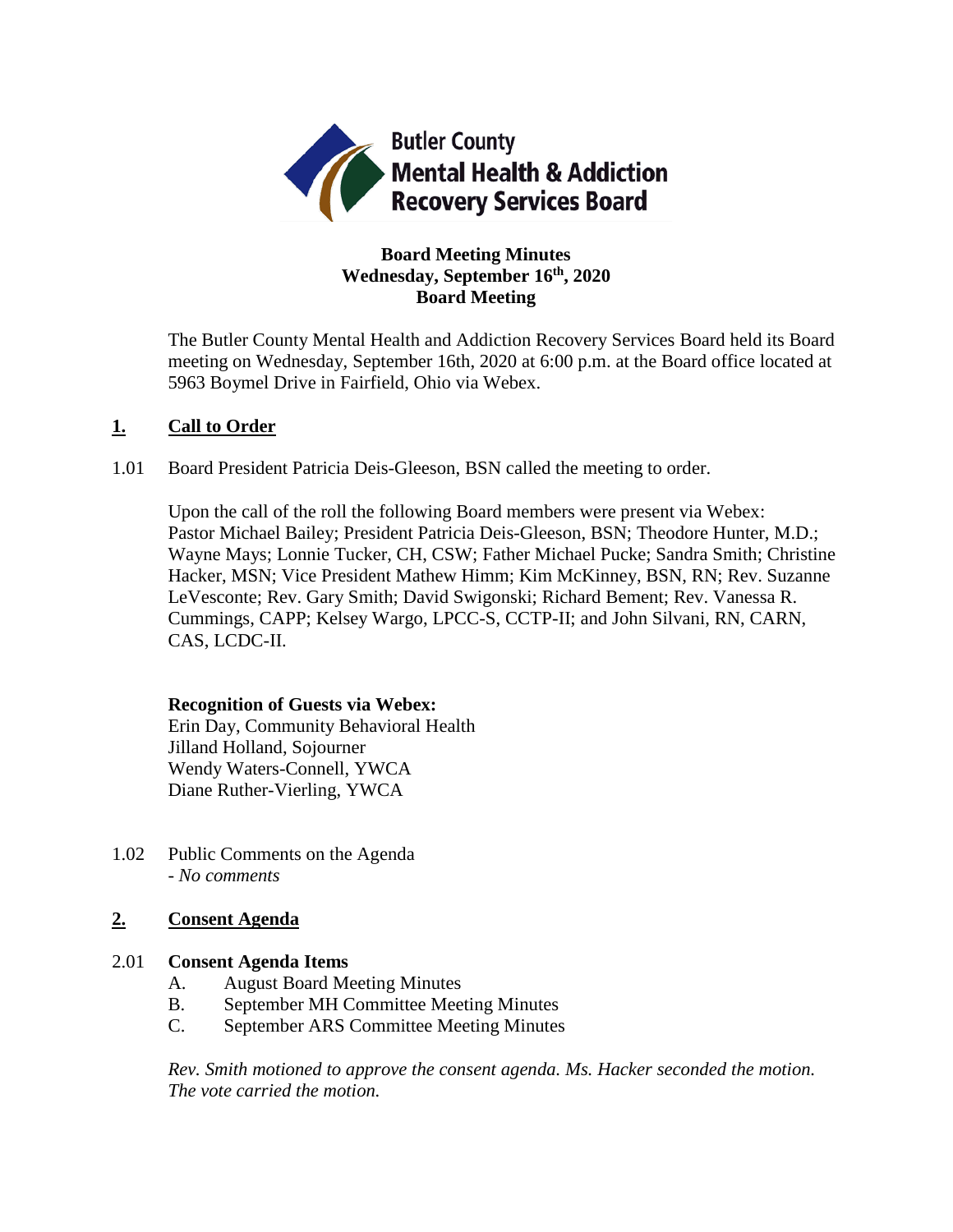**Butler County Mental Health & Addiction Recovery Services Board**

**Board Meeting Minutes**
**Wednesday, September 16th, 2020**
**Board Meeting**

The Butler County Mental Health and Addiction Recovery Services Board held its Board meeting on Wednesday, September 16th, 2020 at 6:00 p.m. at the Board office located at 5963 Boymel Drive in Fairfield, Ohio via Webex.

## 1. Call to Order

1.01 Board President Patricia Deis-Gleeson, BSN called the meeting to order.

Upon the call of the roll the following Board members were present via Webex: Pastor Michael Bailey; President Patricia Deis-Gleeson, BSN; Theodore Hunter, M.D.; Wayne Mays; Lonnie Tucker, CH, CSW; Father Michael Pucke; Sandra Smith; Christine Hacker, MSN; Vice President Mathew Himm; Kim McKinney, BSN, RN; Rev. Suzanne LeVesconte; Rev. Gary Smith; David Swigonski; Richard Bement; Rev. Vanessa R. Cummings, CAPP; Kelsey Wargo, LPCC-S, CCTP-II; and John Silvani, RN, CARN, CAS, LCDC-II.

**Recognition of Guests via Webex:**
Erin Day, Community Behavioral Health
Jilland Holland, Sojourner
Wendy Waters-Connell, YWCA
Diane Ruther-Vierling, YWCA

1.02 Public Comments on the Agenda
- *No comments*

## 2. Consent Agenda

2.01 **Consent Agenda Items**

A. August Board Meeting Minutes
B. September MH Committee Meeting Minutes
C. September ARS Committee Meeting Minutes

*Rev. Smith motioned to approve the consent agenda. Ms. Hacker seconded the motion. The vote carried the motion.*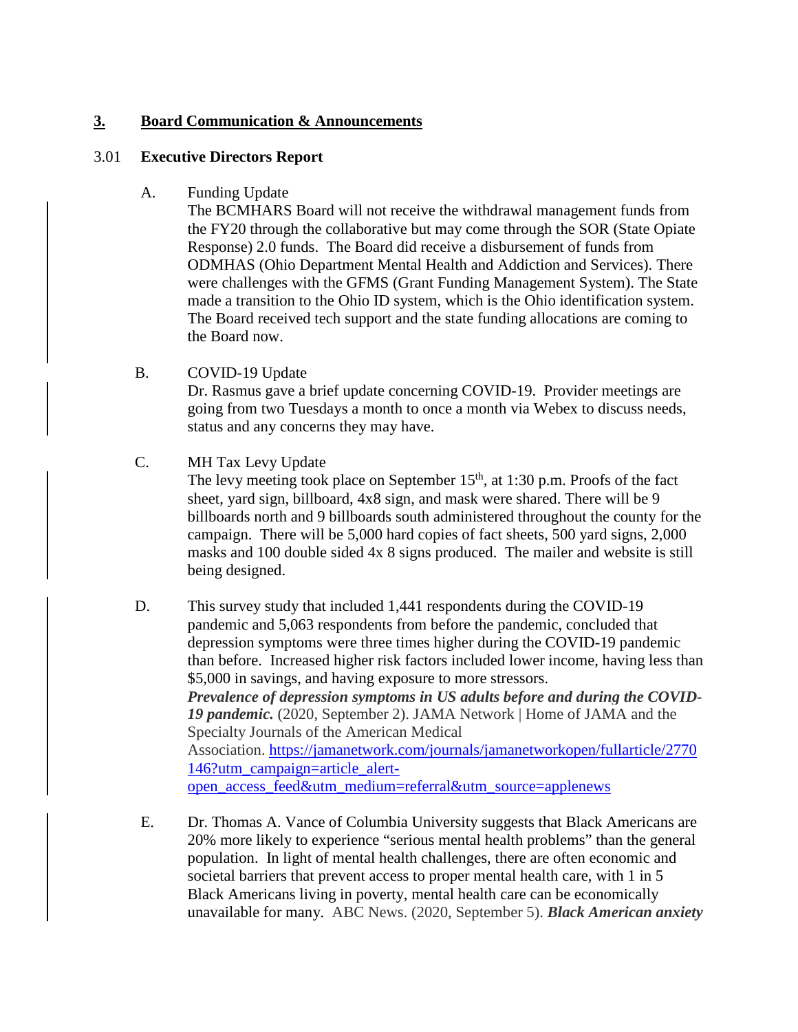## **3. Board Communication & Announcements**

### 3.01 **Executive Directors Report**

A. Funding Update

The BCMHARS Board will not receive the withdrawal management funds from the FY20 through the collaborative but may come through the SOR (State Opiate Response) 2.0 funds. The Board did receive a disbursement of funds from ODMHAS (Ohio Department Mental Health and Addiction and Services). There were challenges with the GFMS (Grant Funding Management System). The State made a transition to the Ohio ID system, which is the Ohio identification system. The Board received tech support and the state funding allocations are coming to the Board now.

B. COVID-19 Update

Dr. Rasmus gave a brief update concerning COVID-19. Provider meetings are going from two Tuesdays a month to once a month via Webex to discuss needs, status and any concerns they may have.

C. MH Tax Levy Update

The levy meeting took place on September 15th, at 1:30 p.m. Proofs of the fact sheet, yard sign, billboard, 4x8 sign, and mask were shared. There will be 9 billboards north and 9 billboards south administered throughout the county for the campaign. There will be 5,000 hard copies of fact sheets, 500 yard signs, 2,000 masks and 100 double sided 4x 8 signs produced. The mailer and website is still being designed.

D. This survey study that included 1,441 respondents during the COVID-19 pandemic and 5,063 respondents from before the pandemic, concluded that depression symptoms were three times higher during the COVID-19 pandemic than before. Increased higher risk factors included lower income, having less than $5,000 in savings, and having exposure to more stressors.
***Prevalence of depression symptoms in US adults before and during the COVID-19 pandemic.*** (2020, September 2). JAMA Network | Home of JAMA and the Specialty Journals of the American Medical Association. https://jamanetwork.com/journals/jamanetworkopen/fullarticle/2770146?utm_campaign=article_alert-open_access_feed&utm_medium=referral&utm_source=applenews

E. Dr. Thomas A. Vance of Columbia University suggests that Black Americans are 20% more likely to experience "serious mental health problems" than the general population. In light of mental health challenges, there are often economic and societal barriers that prevent access to proper mental health care, with 1 in 5 Black Americans living in poverty, mental health care can be economically unavailable for many. ABC News. (2020, September 5). ***Black American anxiety***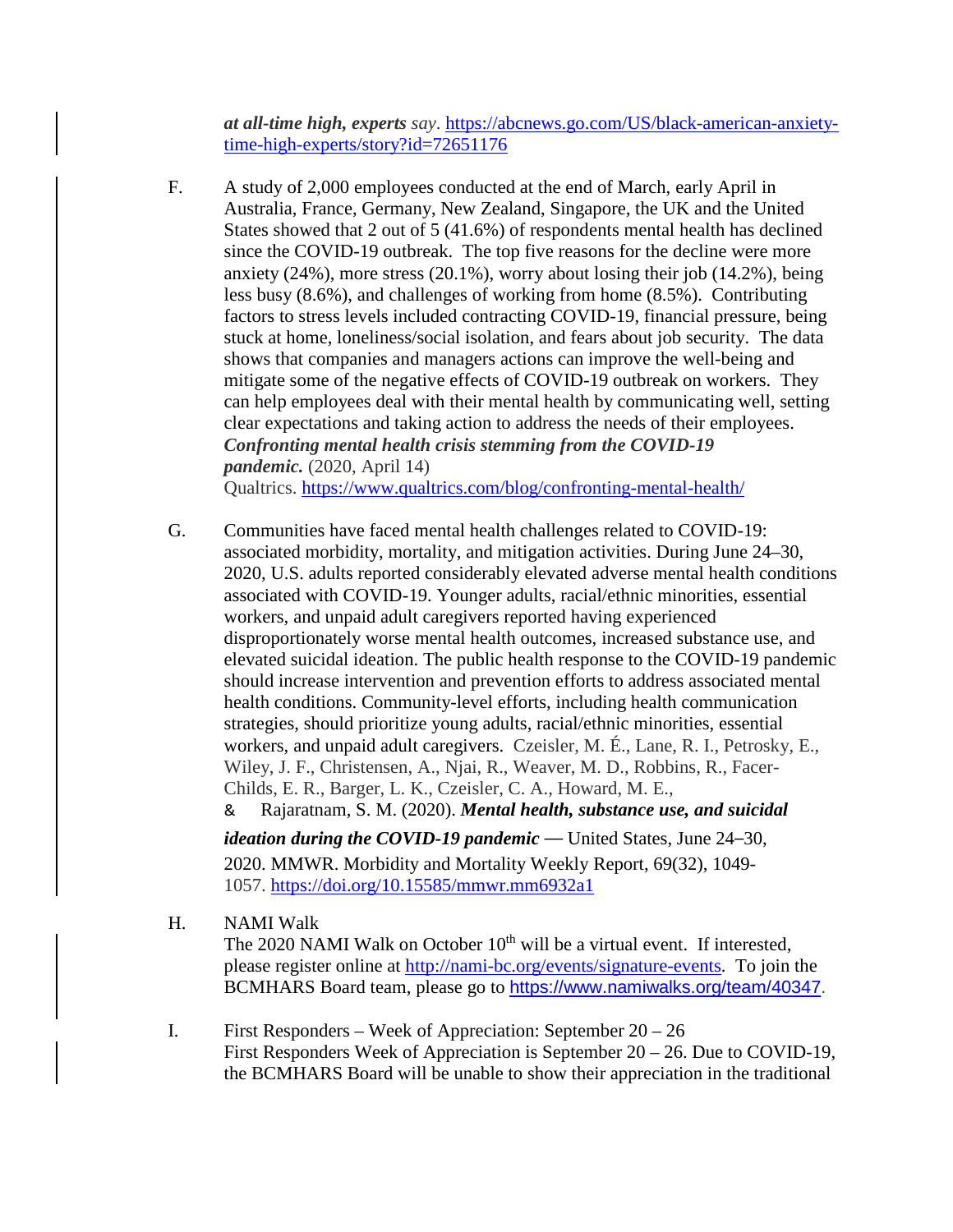***at all-time high, experts** say*. https://abcnews.go.com/US/black-american-anxiety-time-high-experts/story?id=72651176

F. A study of 2,000 employees conducted at the end of March, early April in Australia, France, Germany, New Zealand, Singapore, the UK and the United States showed that 2 out of 5 (41.6%) of respondents mental health has declined since the COVID-19 outbreak. The top five reasons for the decline were more anxiety (24%), more stress (20.1%), worry about losing their job (14.2%), being less busy (8.6%), and challenges of working from home (8.5%). Contributing factors to stress levels included contracting COVID-19, financial pressure, being stuck at home, loneliness/social isolation, and fears about job security. The data shows that companies and managers actions can improve the well-being and mitigate some of the negative effects of COVID-19 outbreak on workers. They can help employees deal with their mental health by communicating well, setting clear expectations and taking action to address the needs of their employees. ***Confronting mental health crisis stemming from the COVID-19 pandemic.*** (2020, April 14) Qualtrics. https://www.qualtrics.com/blog/confronting-mental-health/

G. Communities have faced mental health challenges related to COVID-19: associated morbidity, mortality, and mitigation activities. During June 24–30, 2020, U.S. adults reported considerably elevated adverse mental health conditions associated with COVID-19. Younger adults, racial/ethnic minorities, essential workers, and unpaid adult caregivers reported having experienced disproportionately worse mental health outcomes, increased substance use, and elevated suicidal ideation. The public health response to the COVID-19 pandemic should increase intervention and prevention efforts to address associated mental health conditions. Community-level efforts, including health communication strategies, should prioritize young adults, racial/ethnic minorities, essential workers, and unpaid adult caregivers. Czeisler, M. É., Lane, R. I., Petrosky, E., Wiley, J. F., Christensen, A., Njai, R., Weaver, M. D., Robbins, R., Facer-Childs, E. R., Barger, L. K., Czeisler, C. A., Howard, M. E., & Rajaratnam, S. M. (2020). ***Mental health, substance use, and suicidal ideation during the COVID-19 pandemic*** — United States, June 24–30, 2020. MMWR. Morbidity and Mortality Weekly Report, 69(32), 1049-1057. https://doi.org/10.15585/mmwr.mm6932a1

H. NAMI Walk
The 2020 NAMI Walk on October 10th will be a virtual event. If interested, please register online at http://nami-bc.org/events/signature-events. To join the BCMHARS Board team, please go to https://www.namiwalks.org/team/40347.

I. First Responders – Week of Appreciation: September 20 – 26
First Responders Week of Appreciation is September 20 – 26. Due to COVID-19, the BCMHARS Board will be unable to show their appreciation in the traditional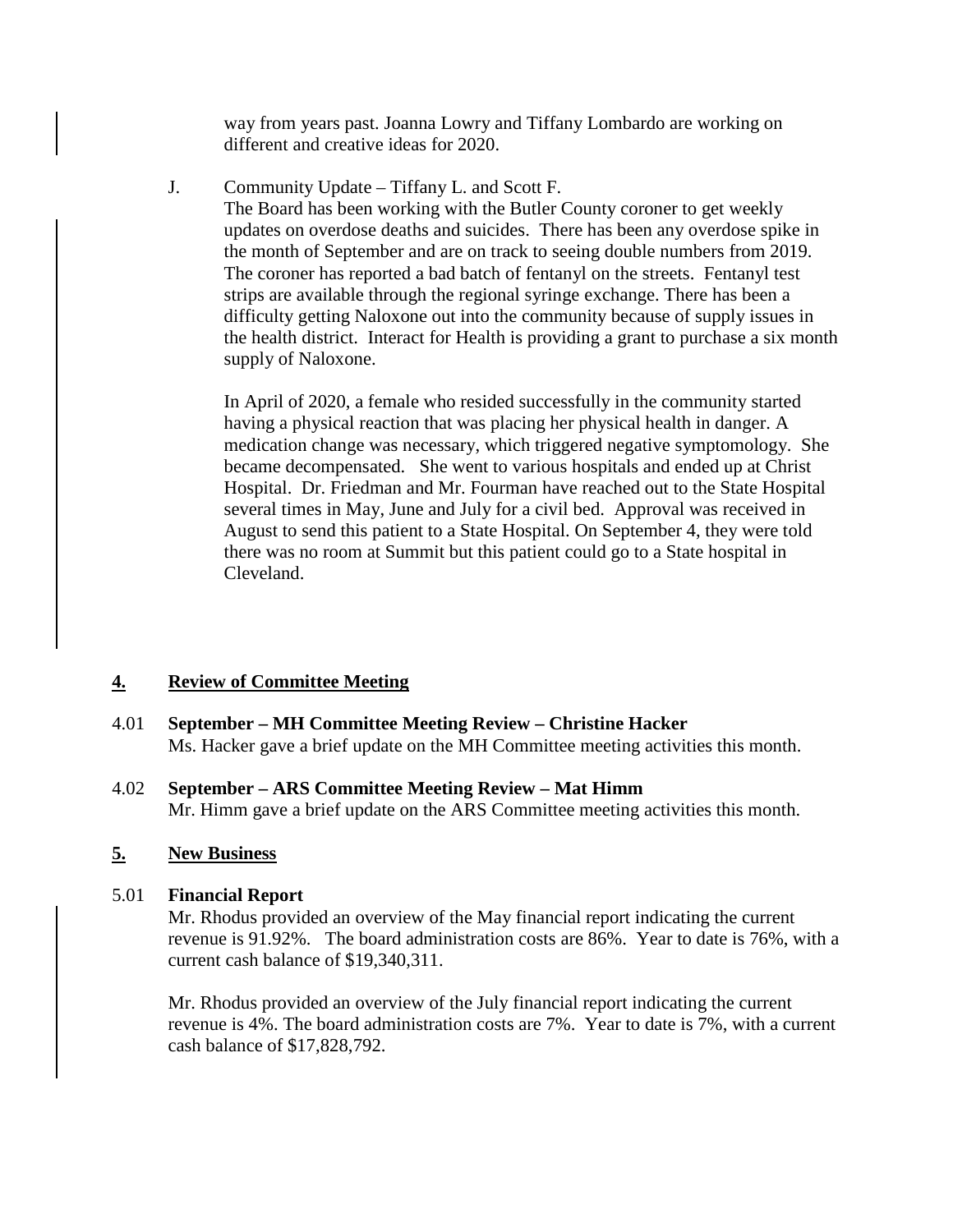way from years past. Joanna Lowry and Tiffany Lombardo are working on different and creative ideas for 2020.

J. Community Update – Tiffany L. and Scott F.

The Board has been working with the Butler County coroner to get weekly updates on overdose deaths and suicides. There has been any overdose spike in the month of September and are on track to seeing double numbers from 2019. The coroner has reported a bad batch of fentanyl on the streets. Fentanyl test strips are available through the regional syringe exchange. There has been a difficulty getting Naloxone out into the community because of supply issues in the health district. Interact for Health is providing a grant to purchase a six month supply of Naloxone.

In April of 2020, a female who resided successfully in the community started having a physical reaction that was placing her physical health in danger. A medication change was necessary, which triggered negative symptomology. She became decompensated. She went to various hospitals and ended up at Christ Hospital. Dr. Friedman and Mr. Fourman have reached out to the State Hospital several times in May, June and July for a civil bed. Approval was received in August to send this patient to a State Hospital. On September 4, they were told there was no room at Summit but this patient could go to a State hospital in Cleveland.

## 4. Review of Committee Meeting

### 4.01 September – MH Committee Meeting Review – Christine Hacker

Ms. Hacker gave a brief update on the MH Committee meeting activities this month.

### 4.02 September – ARS Committee Meeting Review – Mat Himm

Mr. Himm gave a brief update on the ARS Committee meeting activities this month.

## 5. New Business

### 5.01 Financial Report

Mr. Rhodus provided an overview of the May financial report indicating the current revenue is 91.92%. The board administration costs are 86%. Year to date is 76%, with a current cash balance of $19,340,311.

Mr. Rhodus provided an overview of the July financial report indicating the current revenue is 4%. The board administration costs are 7%. Year to date is 7%, with a current cash balance of $17,828,792.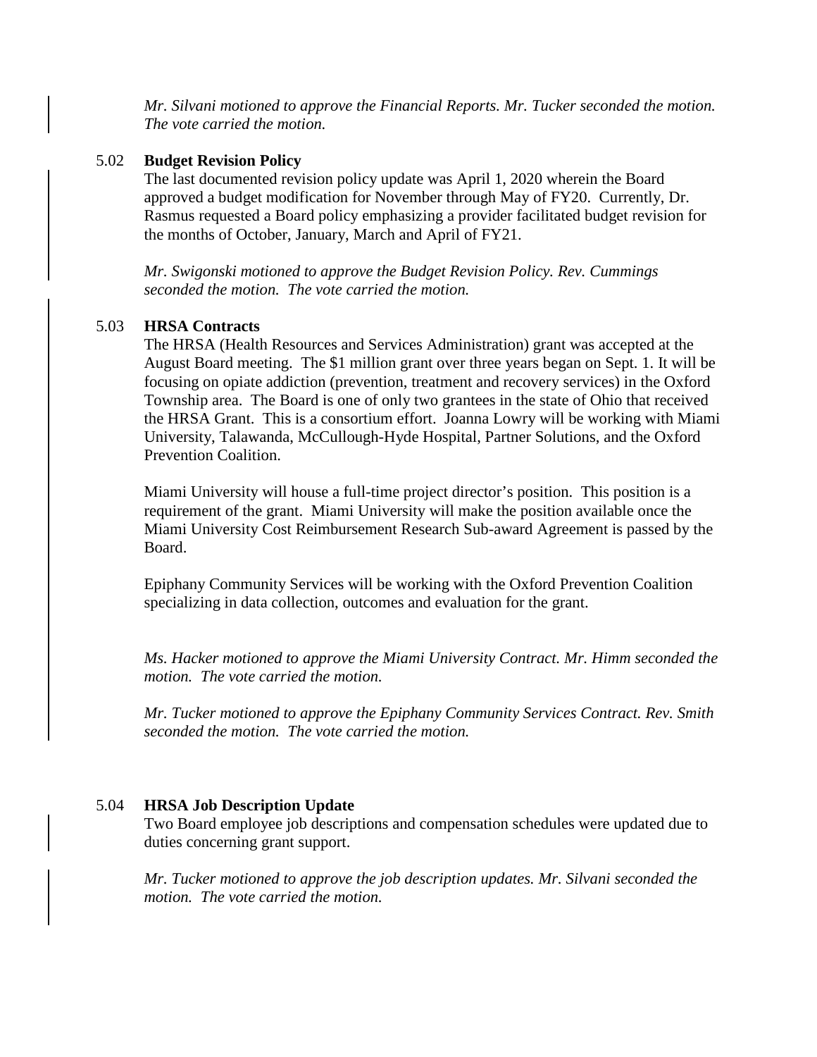*Mr. Silvani motioned to approve the Financial Reports. Mr. Tucker seconded the motion. The vote carried the motion.*

5.02 **Budget Revision Policy**

The last documented revision policy update was April 1, 2020 wherein the Board approved a budget modification for November through May of FY20. Currently, Dr. Rasmus requested a Board policy emphasizing a provider facilitated budget revision for the months of October, January, March and April of FY21.

*Mr. Swigonski motioned to approve the Budget Revision Policy. Rev. Cummings seconded the motion. The vote carried the motion.*

5.03 **HRSA Contracts**

The HRSA (Health Resources and Services Administration) grant was accepted at the August Board meeting. The $1 million grant over three years began on Sept. 1. It will be focusing on opiate addiction (prevention, treatment and recovery services) in the Oxford Township area. The Board is one of only two grantees in the state of Ohio that received the HRSA Grant. This is a consortium effort. Joanna Lowry will be working with Miami University, Talawanda, McCullough-Hyde Hospital, Partner Solutions, and the Oxford Prevention Coalition.

Miami University will house a full-time project director's position. This position is a requirement of the grant. Miami University will make the position available once the Miami University Cost Reimbursement Research Sub-award Agreement is passed by the Board.

Epiphany Community Services will be working with the Oxford Prevention Coalition specializing in data collection, outcomes and evaluation for the grant.

*Ms. Hacker motioned to approve the Miami University Contract. Mr. Himm seconded the motion. The vote carried the motion.*

*Mr. Tucker motioned to approve the Epiphany Community Services Contract. Rev. Smith seconded the motion. The vote carried the motion.*

5.04 **HRSA Job Description Update**

Two Board employee job descriptions and compensation schedules were updated due to duties concerning grant support.

*Mr. Tucker motioned to approve the job description updates. Mr. Silvani seconded the motion. The vote carried the motion.*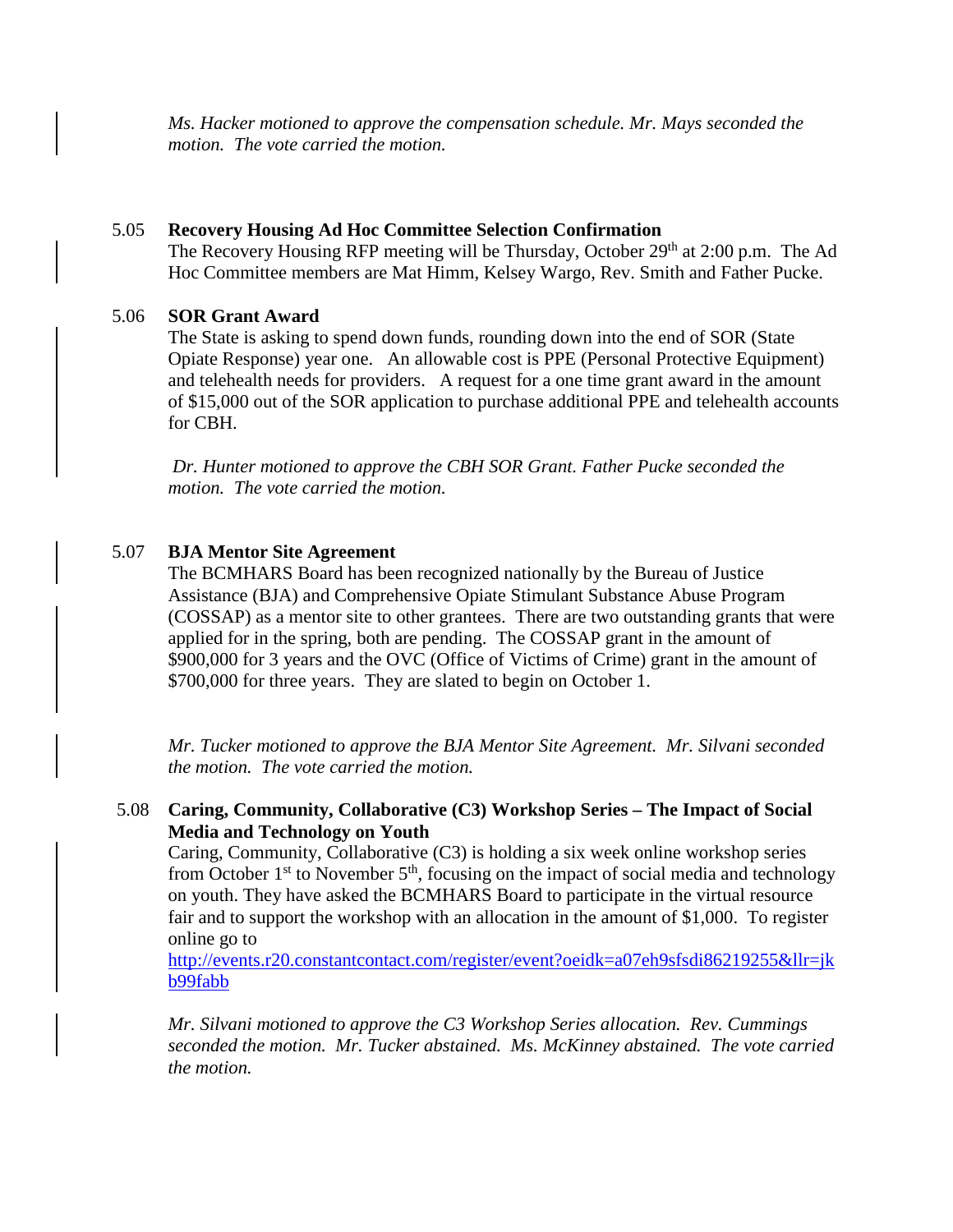*Ms. Hacker motioned to approve the compensation schedule. Mr. Mays seconded the motion. The vote carried the motion.*

5.05 **Recovery Housing Ad Hoc Committee Selection Confirmation**

The Recovery Housing RFP meeting will be Thursday, October 29th at 2:00 p.m. The Ad Hoc Committee members are Mat Himm, Kelsey Wargo, Rev. Smith and Father Pucke.

5.06 **SOR Grant Award**

The State is asking to spend down funds, rounding down into the end of SOR (State Opiate Response) year one. An allowable cost is PPE (Personal Protective Equipment) and telehealth needs for providers. A request for a one time grant award in the amount of $15,000 out of the SOR application to purchase additional PPE and telehealth accounts for CBH.

*Dr. Hunter motioned to approve the CBH SOR Grant. Father Pucke seconded the motion. The vote carried the motion.*

5.07 **BJA Mentor Site Agreement**

The BCMHARS Board has been recognized nationally by the Bureau of Justice Assistance (BJA) and Comprehensive Opiate Stimulant Substance Abuse Program (COSSAP) as a mentor site to other grantees. There are two outstanding grants that were applied for in the spring, both are pending. The COSSAP grant in the amount of $900,000 for 3 years and the OVC (Office of Victims of Crime) grant in the amount of $700,000 for three years. They are slated to begin on October 1.

*Mr. Tucker motioned to approve the BJA Mentor Site Agreement. Mr. Silvani seconded the motion. The vote carried the motion.*

5.08 **Caring, Community, Collaborative (C3) Workshop Series – The Impact of Social Media and Technology on Youth**

Caring, Community, Collaborative (C3) is holding a six week online workshop series from October 1st to November 5th, focusing on the impact of social media and technology on youth. They have asked the BCMHARS Board to participate in the virtual resource fair and to support the workshop with an allocation in the amount of $1,000. To register online go to
http://events.r20.constantcontact.com/register/event?oeidk=a07eh9sfsdi86219255&llr=jkb99fabb

*Mr. Silvani motioned to approve the C3 Workshop Series allocation. Rev. Cummings seconded the motion. Mr. Tucker abstained. Ms. McKinney abstained. The vote carried the motion.*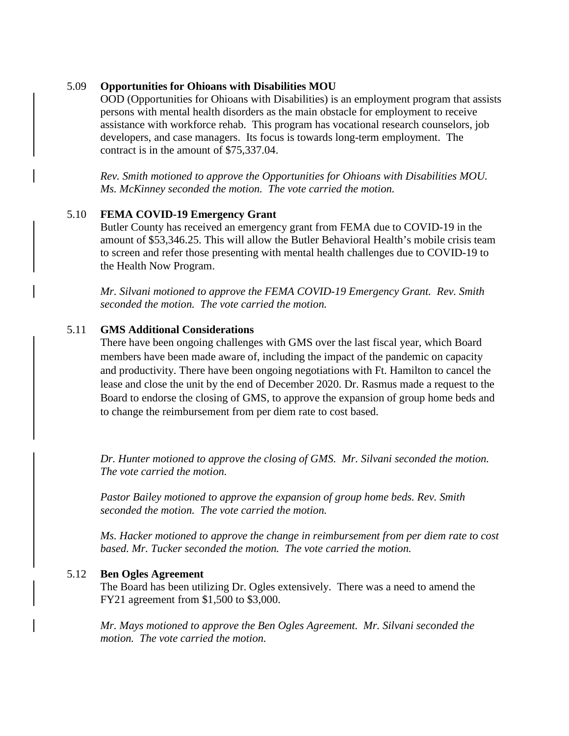5.09 **Opportunities for Ohioans with Disabilities MOU**

OOD (Opportunities for Ohioans with Disabilities) is an employment program that assists persons with mental health disorders as the main obstacle for employment to receive assistance with workforce rehab. This program has vocational research counselors, job developers, and case managers. Its focus is towards long-term employment. The contract is in the amount of $75,337.04.

*Rev. Smith motioned to approve the Opportunities for Ohioans with Disabilities MOU. Ms. McKinney seconded the motion. The vote carried the motion.*

5.10 **FEMA COVID-19 Emergency Grant**

Butler County has received an emergency grant from FEMA due to COVID-19 in the amount of $53,346.25. This will allow the Butler Behavioral Health's mobile crisis team to screen and refer those presenting with mental health challenges due to COVID-19 to the Health Now Program.

*Mr. Silvani motioned to approve the FEMA COVID-19 Emergency Grant. Rev. Smith seconded the motion. The vote carried the motion.*

5.11 **GMS Additional Considerations**

There have been ongoing challenges with GMS over the last fiscal year, which Board members have been made aware of, including the impact of the pandemic on capacity and productivity. There have been ongoing negotiations with Ft. Hamilton to cancel the lease and close the unit by the end of December 2020. Dr. Rasmus made a request to the Board to endorse the closing of GMS, to approve the expansion of group home beds and to change the reimbursement from per diem rate to cost based.

*Dr. Hunter motioned to approve the closing of GMS. Mr. Silvani seconded the motion. The vote carried the motion.*

*Pastor Bailey motioned to approve the expansion of group home beds. Rev. Smith seconded the motion. The vote carried the motion.*

*Ms. Hacker motioned to approve the change in reimbursement from per diem rate to cost based. Mr. Tucker seconded the motion. The vote carried the motion.*

5.12 **Ben Ogles Agreement**

The Board has been utilizing Dr. Ogles extensively. There was a need to amend the FY21 agreement from $1,500 to $3,000.

*Mr. Mays motioned to approve the Ben Ogles Agreement. Mr. Silvani seconded the motion. The vote carried the motion.*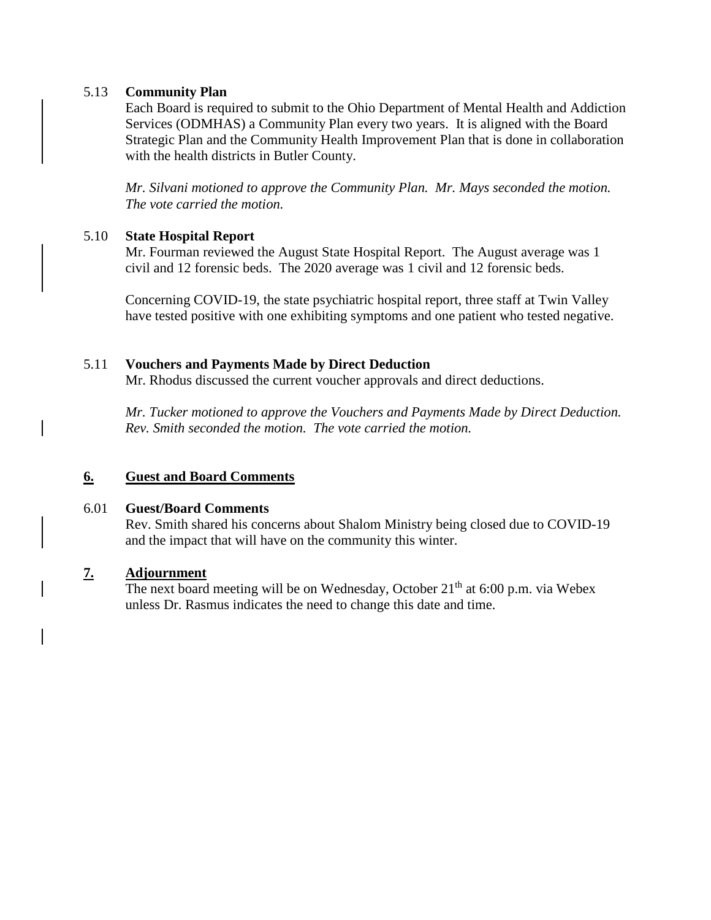5.13 **Community Plan**

Each Board is required to submit to the Ohio Department of Mental Health and Addiction Services (ODMHAS) a Community Plan every two years. It is aligned with the Board Strategic Plan and the Community Health Improvement Plan that is done in collaboration with the health districts in Butler County.

*Mr. Silvani motioned to approve the Community Plan. Mr. Mays seconded the motion. The vote carried the motion.*

5.10 **State Hospital Report**

Mr. Fourman reviewed the August State Hospital Report. The August average was 1 civil and 12 forensic beds. The 2020 average was 1 civil and 12 forensic beds.

Concerning COVID-19, the state psychiatric hospital report, three staff at Twin Valley have tested positive with one exhibiting symptoms and one patient who tested negative.

5.11 **Vouchers and Payments Made by Direct Deduction**

Mr. Rhodus discussed the current voucher approvals and direct deductions.

*Mr. Tucker motioned to approve the Vouchers and Payments Made by Direct Deduction. Rev. Smith seconded the motion. The vote carried the motion.*

## 6. Guest and Board Comments

6.01 **Guest/Board Comments**

Rev. Smith shared his concerns about Shalom Ministry being closed due to COVID-19 and the impact that will have on the community this winter.

## 7. Adjournment

The next board meeting will be on Wednesday, October 21th at 6:00 p.m. via Webex unless Dr. Rasmus indicates the need to change this date and time.